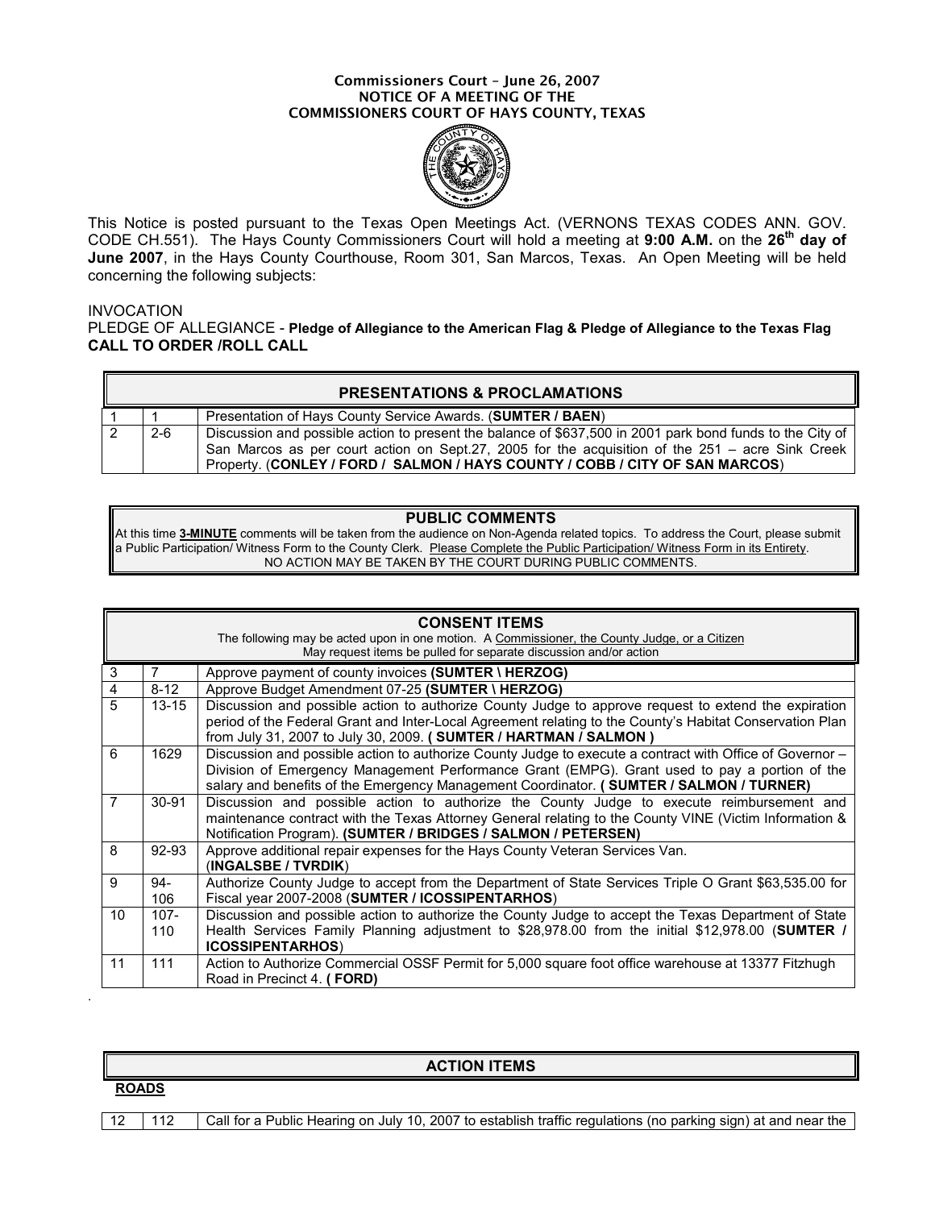**Commissioners Court – June 26, 2007**
**NOTICE OF A MEETING OF THE**
**COMMISSIONERS COURT OF HAYS COUNTY, TEXAS**

This Notice is posted pursuant to the Texas Open Meetings Act. (VERNONS TEXAS CODES ANN. GOV. CODE CH.551). The Hays County Commissioners Court will hold a meeting at **9:00 A.M.** on the **26th day of June 2007**, in the Hays County Courthouse, Room 301, San Marcos, Texas. An Open Meeting will be held concerning the following subjects:

INVOCATION
PLEDGE OF ALLEGIANCE - **Pledge of Allegiance to the American Flag & Pledge of Allegiance to the Texas Flag**
**CALL TO ORDER /ROLL CALL**

## PRESENTATIONS & PROCLAMATIONS

| | | |
|---|---|---|
| 1 | 1 | Presentation of Hays County Service Awards. (**SUMTER / BAEN**) |
| 2 | 2-6 | Discussion and possible action to present the balance of $637,500 in 2001 park bond funds to the City of San Marcos as per court action on Sept.27, 2005 for the acquisition of the 251 – acre Sink Creek Property. (**CONLEY / FORD / SALMON / HAYS COUNTY / COBB / CITY OF SAN MARCOS**) |

## PUBLIC COMMENTS

At this time **3-MINUTE** comments will be taken from the audience on Non-Agenda related topics. To address the Court, please submit a Public Participation/ Witness Form to the County Clerk. Please Complete the Public Participation/ Witness Form in its Entirety.
NO ACTION MAY BE TAKEN BY THE COURT DURING PUBLIC COMMENTS.

## CONSENT ITEMS

The following may be acted upon in one motion. A Commissioner, the County Judge, or a Citizen May request items be pulled for separate discussion and/or action

| | | |
|---|---|---|
| 3 | 7 | Approve payment of county invoices **(SUMTER \ HERZOG)** |
| 4 | 8-12 | Approve Budget Amendment 07-25 **(SUMTER \ HERZOG)** |
| 5 | 13-15 | Discussion and possible action to authorize County Judge to approve request to extend the expiration period of the Federal Grant and Inter-Local Agreement relating to the County's Habitat Conservation Plan from July 31, 2007 to July 30, 2009. **( SUMTER / HARTMAN / SALMON )** |
| 6 | 1629 | Discussion and possible action to authorize County Judge to execute a contract with Office of Governor – Division of Emergency Management Performance Grant (EMPG). Grant used to pay a portion of the salary and benefits of the Emergency Management Coordinator. **( SUMTER / SALMON / TURNER)** |
| 7 | 30-91 | Discussion and possible action to authorize the County Judge to execute reimbursement and maintenance contract with the Texas Attorney General relating to the County VINE (Victim Information & Notification Program). **(SUMTER / BRIDGES / SALMON / PETERSEN)** |
| 8 | 92-93 | Approve additional repair expenses for the Hays County Veteran Services Van. (**INGALSBE / TVRDIK**) |
| 9 | 94-106 | Authorize County Judge to accept from the Department of State Services Triple O Grant $63,535.00 for Fiscal year 2007-2008 (**SUMTER / ICOSSIPENTARHOS**) |
| 10 | 107-110 | Discussion and possible action to authorize the County Judge to accept the Texas Department of State Health Services Family Planning adjustment to $28,978.00 from the initial $12,978.00 (**SUMTER / ICOSSIPENTARHOS**) |
| 11 | 111 | Action to Authorize Commercial OSSF Permit for 5,000 square foot office warehouse at 13377 Fitzhugh Road in Precinct 4. **( FORD)** |

## ACTION ITEMS

**ROADS**

| | | |
|---|---|---|
| 12 | 112 | Call for a Public Hearing on July 10, 2007 to establish traffic regulations (no parking sign) at and near the |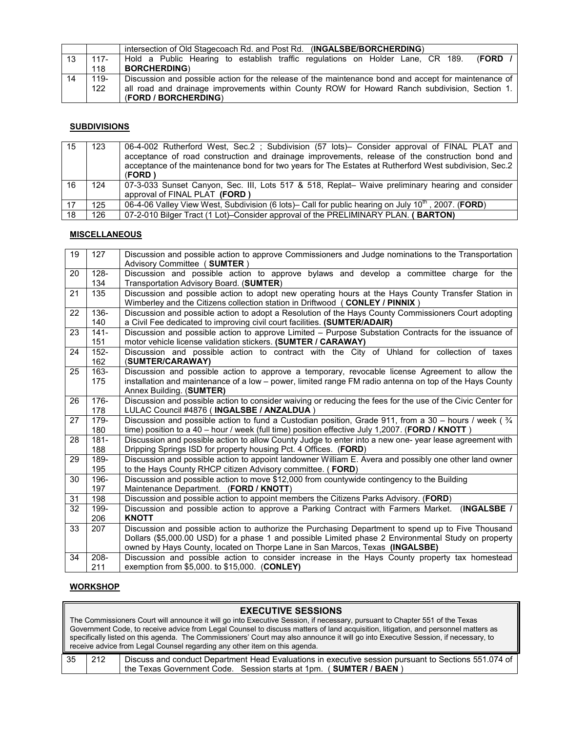| | | |
|---|---|---|
| | | intersection of Old Stagecoach Rd. and Post Rd. (**INGALSBE/BORCHERDING**) |
| 13 | 117-118 | Hold a Public Hearing to establish traffic regulations on Holder Lane, CR 189. (**FORD / BORCHERDING**) |
| 14 | 119-122 | Discussion and possible action for the release of the maintenance bond and accept for maintenance of all road and drainage improvements within County ROW for Howard Ranch subdivision, Section 1. (**FORD / BORCHERDING**) |

**SUBDIVISIONS**

| | | |
|---|---|---|
| 15 | 123 | 06-4-002 Rutherford West, Sec.2 ; Subdivision (57 lots)– Consider approval of FINAL PLAT and acceptance of road construction and drainage improvements, release of the construction bond and acceptance of the maintenance bond for two years for The Estates at Rutherford West subdivision, Sec.2 (**FORD** ) |
| 16 | 124 | 07-3-033 Sunset Canyon, Sec. III, Lots 517 & 518, Replat– Waive preliminary hearing and consider approval of FINAL PLAT **(FORD )** |
| 17 | 125 | 06-4-06 Valley View West, Subdivision (6 lots)– Call for public hearing on July 10th , 2007. (**FORD**) |
| 18 | 126 | 07-2-010 Bilger Tract (1 Lot)–Consider approval of the PRELIMINARY PLAN. **( BARTON)** |

**MISCELLANEOUS**

| | | |
|---|---|---|
| 19 | 127 | Discussion and possible action to approve Commissioners and Judge nominations to the Transportation Advisory Committee ( **SUMTER** ) |
| 20 | 128-134 | Discussion and possible action to approve bylaws and develop a committee charge for the Transportation Advisory Board. (**SUMTER**) |
| 21 | 135 | Discussion and possible action to adopt new operating hours at the Hays County Transfer Station in Wimberley and the Citizens collection station in Driftwood ( **CONLEY / PINNIX** ) |
| 22 | 136-140 | Discussion and possible action to adopt a Resolution of the Hays County Commissioners Court adopting a Civil Fee dedicated to improving civil court facilities. **(SUMTER/ADAIR)** |
| 23 | 141-151 | Discussion and possible action to approve Limited – Purpose Substation Contracts for the issuance of motor vehicle license validation stickers. **(SUMTER / CARAWAY)** |
| 24 | 152-162 | Discussion and possible action to contract with the City of Uhland for collection of taxes (**SUMTER/CARAWAY)** |
| 25 | 163-175 | Discussion and possible action to approve a temporary, revocable license Agreement to allow the installation and maintenance of a low – power, limited range FM radio antenna on top of the Hays County Annex Building. (**SUMTER)** |
| 26 | 176-178 | Discussion and possible action to consider waiving or reducing the fees for the use of the Civic Center for LULAC Council #4876 ( **INGALSBE / ANZALDUA** ) |
| 27 | 179-180 | Discussion and possible action to fund a Custodian position, Grade 911, from a 30 – hours / week ( ¾ time) position to a 40 – hour / week (full time) position effective July 1,2007. (**FORD / KNOTT** ) |
| 28 | 181-188 | Discussion and possible action to allow County Judge to enter into a new one- year lease agreement with Dripping Springs ISD for property housing Pct. 4 Offices. (**FORD**) |
| 29 | 189-195 | Discussion and possible action to appoint landowner William E. Avera and possibly one other land owner to the Hays County RHCP citizen Advisory committee. ( **FORD**) |
| 30 | 196-197 | Discussion and possible action to move $12,000 from countywide contingency to the Building Maintenance Department. (**FORD / KNOTT**) |
| 31 | 198 | Discussion and possible action to appoint members the Citizens Parks Advisory. (**FORD**) |
| 32 | 199-206 | Discussion and possible action to approve a Parking Contract with Farmers Market. (**INGALSBE / KNOTT** |
| 33 | 207 | Discussion and possible action to authorize the Purchasing Department to spend up to Five Thousand Dollars ($5,000.00 USD) for a phase 1 and possible Limited phase 2 Environmental Study on property owned by Hays County, located on Thorpe Lane in San Marcos, Texas **(INGALSBE)** |
| 34 | 208-211 | Discussion and possible action to consider increase in the Hays County property tax homestead exemption from $5,000. to $15,000. (**CONLEY)** |

**WORKSHOP**

**EXECUTIVE SESSIONS**

The Commissioners Court will announce it will go into Executive Session, if necessary, pursuant to Chapter 551 of the Texas Government Code, to receive advice from Legal Counsel to discuss matters of land acquisition, litigation, and personnel matters as specifically listed on this agenda. The Commissioners' Court may also announce it will go into Executive Session, if necessary, to receive advice from Legal Counsel regarding any other item on this agenda.

| | | |
|---|---|---|
| 35 | 212 | Discuss and conduct Department Head Evaluations in executive session pursuant to Sections 551.074 of the Texas Government Code. Session starts at 1pm. ( **SUMTER / BAEN** ) |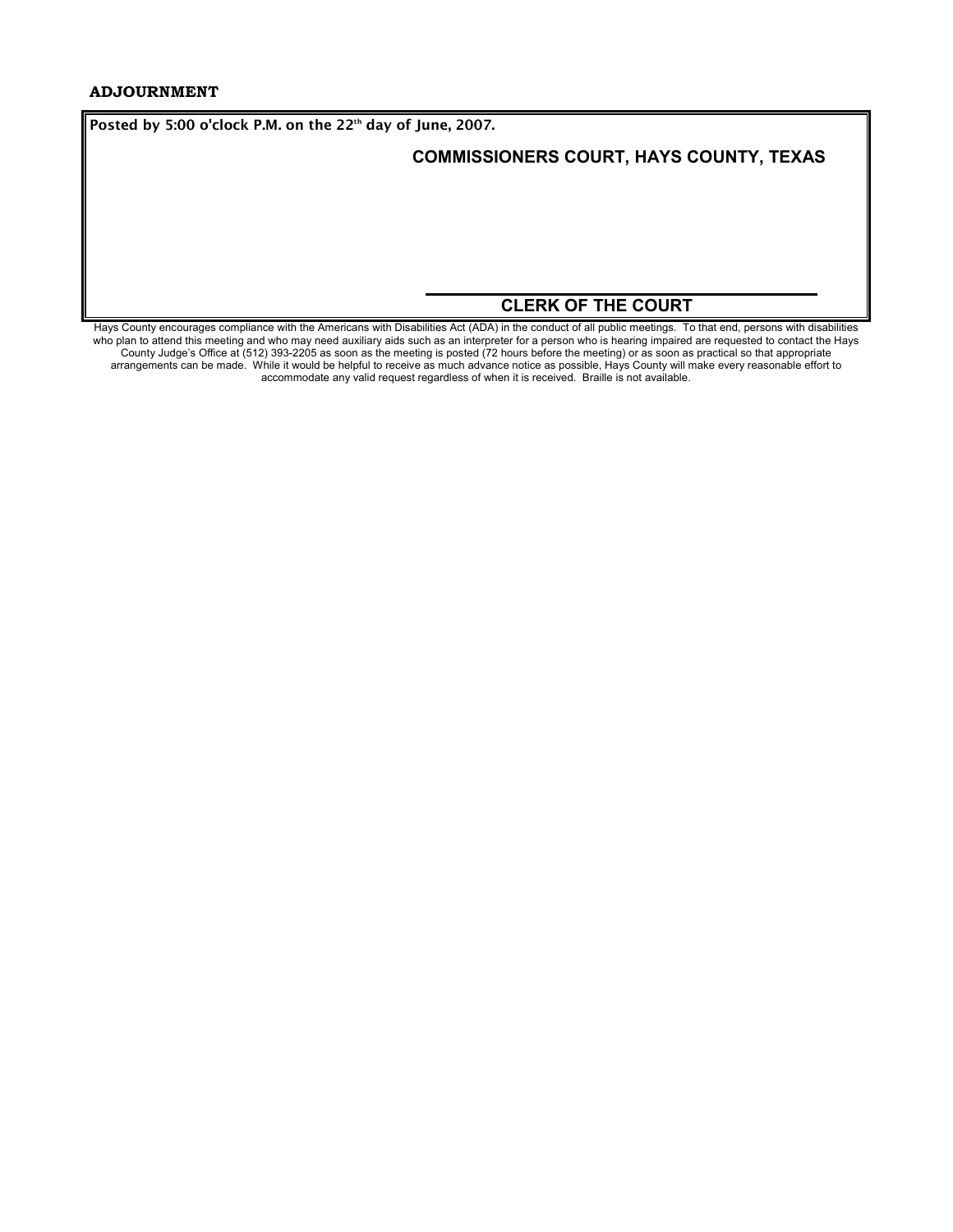**ADJOURNMENT**

**Posted by 5:00 o'clock P.M. on the 22nd day of June, 2007.**

**COMMISSIONERS COURT, HAYS COUNTY, TEXAS**

**CLERK OF THE COURT**

Hays County encourages compliance with the Americans with Disabilities Act (ADA) in the conduct of all public meetings. To that end, persons with disabilities who plan to attend this meeting and who may need auxiliary aids such as an interpreter for a person who is hearing impaired are requested to contact the Hays County Judge's Office at (512) 393-2205 as soon as the meeting is posted (72 hours before the meeting) or as soon as practical so that appropriate arrangements can be made. While it would be helpful to receive as much advance notice as possible, Hays County will make every reasonable effort to accommodate any valid request regardless of when it is received. Braille is not available.